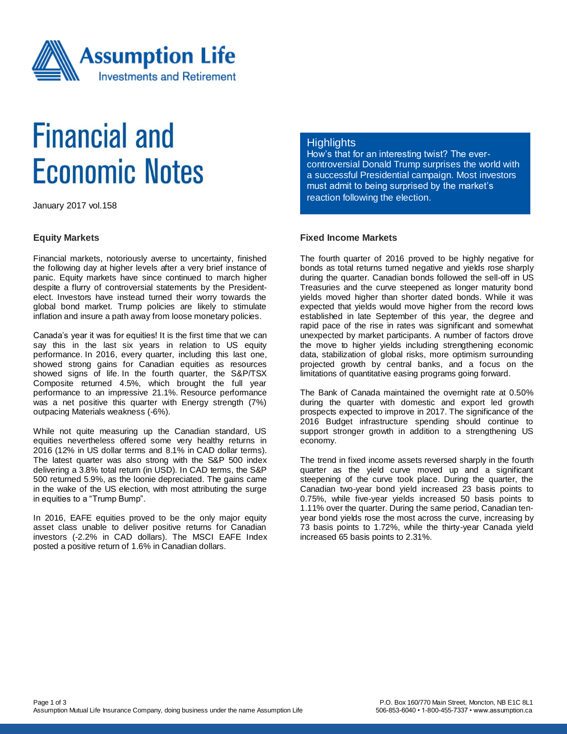Assumption Life
Investments and Retirement

# Financial and Economic Notes

January 2017 vol.158

## Highlights

How's that for an interesting twist? The ever-controversial Donald Trump surprises the world with a successful Presidential campaign. Most investors must admit to being surprised by the market's reaction following the election.

### Equity Markets

Financial markets, notoriously averse to uncertainty, finished the following day at higher levels after a very brief instance of panic. Equity markets have since continued to march higher despite a flurry of controversial statements by the President-elect. Investors have instead turned their worry towards the global bond market. Trump policies are likely to stimulate inflation and insure a path away from loose monetary policies.

Canada's year it was for equities! It is the first time that we can say this in the last six years in relation to US equity performance. In 2016, every quarter, including this last one, showed strong gains for Canadian equities as resources showed signs of life. In the fourth quarter, the S&P/TSX Composite returned 4.5%, which brought the full year performance to an impressive 21.1%. Resource performance was a net positive this quarter with Energy strength (7%) outpacing Materials weakness (-6%).

While not quite measuring up the Canadian standard, US equities nevertheless offered some very healthy returns in 2016 (12% in US dollar terms and 8.1% in CAD dollar terms). The latest quarter was also strong with the S&P 500 index delivering a 3.8% total return (in USD). In CAD terms, the S&P 500 returned 5.9%, as the loonie depreciated. The gains came in the wake of the US election, with most attributing the surge in equities to a "Trump Bump".

In 2016, EAFE equities proved to be the only major equity asset class unable to deliver positive returns for Canadian investors (-2.2% in CAD dollars). The MSCI EAFE Index posted a positive return of 1.6% in Canadian dollars.

### Fixed Income Markets

The fourth quarter of 2016 proved to be highly negative for bonds as total returns turned negative and yields rose sharply during the quarter. Canadian bonds followed the sell-off in US Treasuries and the curve steepened as longer maturity bond yields moved higher than shorter dated bonds. While it was expected that yields would move higher from the record lows established in late September of this year, the degree and rapid pace of the rise in rates was significant and somewhat unexpected by market participants. A number of factors drove the move to higher yields including strengthening economic data, stabilization of global risks, more optimism surrounding projected growth by central banks, and a focus on the limitations of quantitative easing programs going forward.

The Bank of Canada maintained the overnight rate at 0.50% during the quarter with domestic and export led growth prospects expected to improve in 2017. The significance of the 2016 Budget infrastructure spending should continue to support stronger growth in addition to a strengthening US economy.

The trend in fixed income assets reversed sharply in the fourth quarter as the yield curve moved up and a significant steepening of the curve took place. During the quarter, the Canadian two-year bond yield increased 23 basis points to 0.75%, while five-year yields increased 50 basis points to 1.11% over the quarter. During the same period, Canadian ten-year bond yields rose the most across the curve, increasing by 73 basis points to 1.72%, while the thirty-year Canada yield increased 65 basis points to 2.31%.

Assumption Mutual Life Insurance Company, doing business under the name Assumption Life

P.O. Box 160/770 Main Street, Moncton, NB E1C 8L1
506-853-6040 • 1-800-455-7337 • www.assumption.ca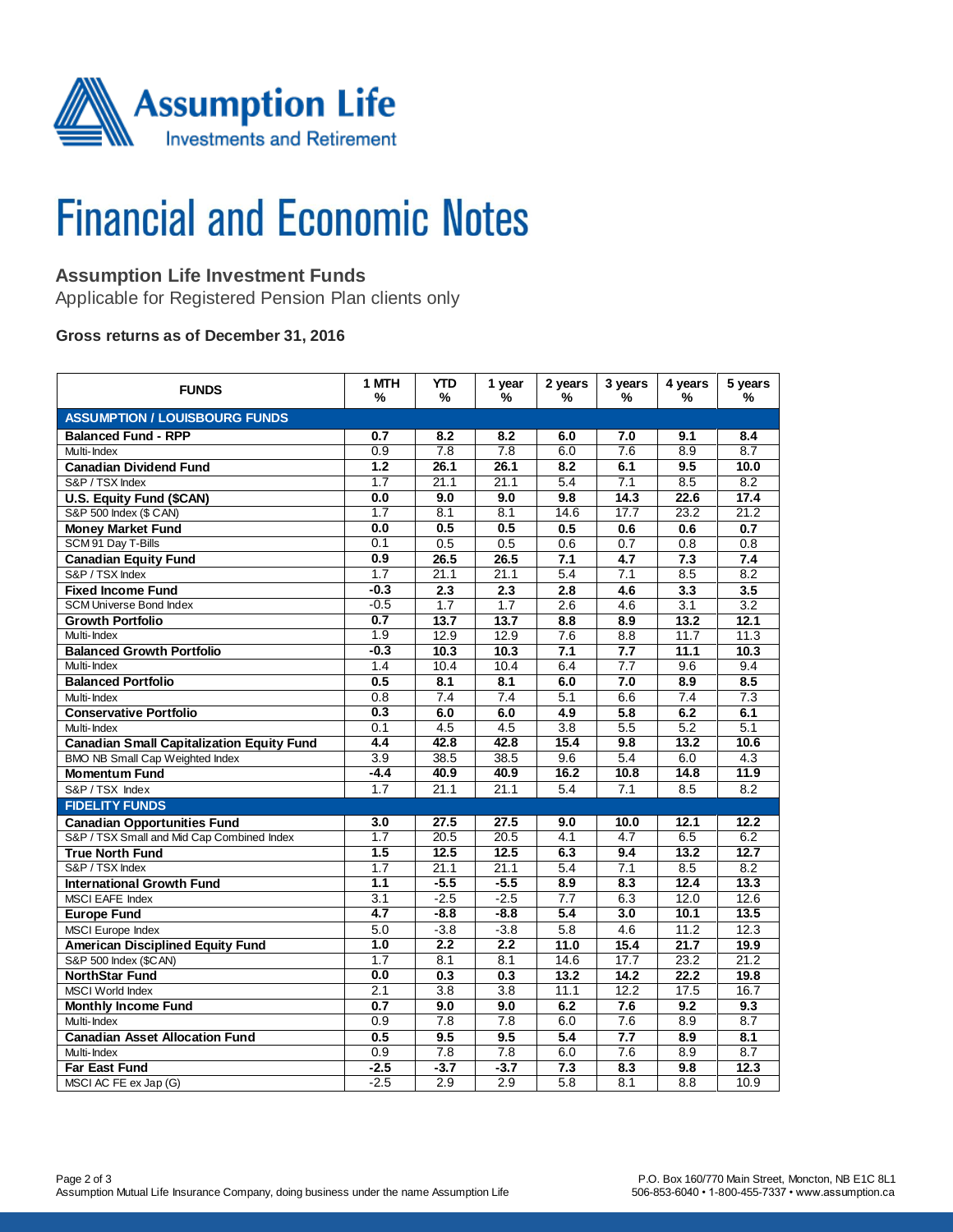# Financial and Economic Notes

## Assumption Life Investment Funds

Applicable for Registered Pension Plan clients only

**Gross returns as of December 31, 2016**

| FUNDS | 1 MTH % | YTD % | 1 year % | 2 years % | 3 years % | 4 years % | 5 years % |
|---|---|---|---|---|---|---|---|
| **ASSUMPTION / LOUISBOURG FUNDS** | | | | | | | |
| **Balanced Fund - RPP** | **0.7** | **8.2** | **8.2** | **6.0** | **7.0** | **9.1** | **8.4** |
| Multi-Index | 0.9 | 7.8 | 7.8 | 6.0 | 7.6 | 8.9 | 8.7 |
| **Canadian Dividend Fund** | **1.2** | **26.1** | **26.1** | **8.2** | **6.1** | **9.5** | **10.0** |
| S&P / TSX Index | 1.7 | 21.1 | 21.1 | 5.4 | 7.1 | 8.5 | 8.2 |
| **U.S. Equity Fund ($CAN)** | **0.0** | **9.0** | **9.0** | **9.8** | **14.3** | **22.6** | **17.4** |
| S&P 500 Index ($ CAN) | 1.7 | 8.1 | 8.1 | 14.6 | 17.7 | 23.2 | 21.2 |
| **Money Market Fund** | **0.0** | **0.5** | **0.5** | **0.5** | **0.6** | **0.6** | **0.7** |
| SCM 91 Day T-Bills | 0.1 | 0.5 | 0.5 | 0.6 | 0.7 | 0.8 | 0.8 |
| **Canadian Equity Fund** | **0.9** | **26.5** | **26.5** | **7.1** | **4.7** | **7.3** | **7.4** |
| S&P / TSX Index | 1.7 | 21.1 | 21.1 | 5.4 | 7.1 | 8.5 | 8.2 |
| **Fixed Income Fund** | **-0.3** | **2.3** | **2.3** | **2.8** | **4.6** | **3.3** | **3.5** |
| SCM Universe Bond Index | -0.5 | 1.7 | 1.7 | 2.6 | 4.6 | 3.1 | 3.2 |
| **Growth Portfolio** | **0.7** | **13.7** | **13.7** | **8.8** | **8.9** | **13.2** | **12.1** |
| Multi-Index | 1.9 | 12.9 | 12.9 | 7.6 | 8.8 | 11.7 | 11.3 |
| **Balanced Growth Portfolio** | **-0.3** | **10.3** | **10.3** | **7.1** | **7.7** | **11.1** | **10.3** |
| Multi-Index | 1.4 | 10.4 | 10.4 | 6.4 | 7.7 | 9.6 | 9.4 |
| **Balanced Portfolio** | **0.5** | **8.1** | **8.1** | **6.0** | **7.0** | **8.9** | **8.5** |
| Multi-Index | 0.8 | 7.4 | 7.4 | 5.1 | 6.6 | 7.4 | 7.3 |
| **Conservative Portfolio** | **0.3** | **6.0** | **6.0** | **4.9** | **5.8** | **6.2** | **6.1** |
| Multi-Index | 0.1 | 4.5 | 4.5 | 3.8 | 5.5 | 5.2 | 5.1 |
| **Canadian Small Capitalization Equity Fund** | **4.4** | **42.8** | **42.8** | **15.4** | **9.8** | **13.2** | **10.6** |
| BMO NB Small Cap Weighted Index | 3.9 | 38.5 | 38.5 | 9.6 | 5.4 | 6.0 | 4.3 |
| **Momentum Fund** | **-4.4** | **40.9** | **40.9** | **16.2** | **10.8** | **14.8** | **11.9** |
| S&P / TSX Index | 1.7 | 21.1 | 21.1 | 5.4 | 7.1 | 8.5 | 8.2 |
| **FIDELITY FUNDS** | | | | | | | |
| **Canadian Opportunities Fund** | **3.0** | **27.5** | **27.5** | **9.0** | **10.0** | **12.1** | **12.2** |
| S&P / TSX Small and Mid Cap Combined Index | 1.7 | 20.5 | 20.5 | 4.1 | 4.7 | 6.5 | 6.2 |
| **True North Fund** | **1.5** | **12.5** | **12.5** | **6.3** | **9.4** | **13.2** | **12.7** |
| S&P / TSX Index | 1.7 | 21.1 | 21.1 | 5.4 | 7.1 | 8.5 | 8.2 |
| **International Growth Fund** | **1.1** | **-5.5** | **-5.5** | **8.9** | **8.3** | **12.4** | **13.3** |
| MSCI EAFE Index | 3.1 | -2.5 | -2.5 | 7.7 | 6.3 | 12.0 | 12.6 |
| **Europe Fund** | **4.7** | **-8.8** | **-8.8** | **5.4** | **3.0** | **10.1** | **13.5** |
| MSCI Europe Index | 5.0 | -3.8 | -3.8 | 5.8 | 4.6 | 11.2 | 12.3 |
| **American Disciplined Equity Fund** | **1.0** | **2.2** | **2.2** | **11.0** | **15.4** | **21.7** | **19.9** |
| S&P 500 Index ($CAN) | 1.7 | 8.1 | 8.1 | 14.6 | 17.7 | 23.2 | 21.2 |
| **NorthStar Fund** | **0.0** | **0.3** | **0.3** | **13.2** | **14.2** | **22.2** | **19.8** |
| MSCI World Index | 2.1 | 3.8 | 3.8 | 11.1 | 12.2 | 17.5 | 16.7 |
| **Monthly Income Fund** | **0.7** | **9.0** | **9.0** | **6.2** | **7.6** | **9.2** | **9.3** |
| Multi-Index | 0.9 | 7.8 | 7.8 | 6.0 | 7.6 | 8.9 | 8.7 |
| **Canadian Asset Allocation Fund** | **0.5** | **9.5** | **9.5** | **5.4** | **7.7** | **8.9** | **8.1** |
| Multi-Index | 0.9 | 7.8 | 7.8 | 6.0 | 7.6 | 8.9 | 8.7 |
| **Far East Fund** | **-2.5** | **-3.7** | **-3.7** | **7.3** | **8.3** | **9.8** | **12.3** |
| MSCI AC FE ex Jap (G) | -2.5 | 2.9 | 2.9 | 5.8 | 8.1 | 8.8 | 10.9 |

Assumption Mutual Life Insurance Company, doing business under the name Assumption Life

P.O. Box 160/770 Main Street, Moncton, NB E1C 8L1
506-853-6040 • 1-800-455-7337 • www.assumption.ca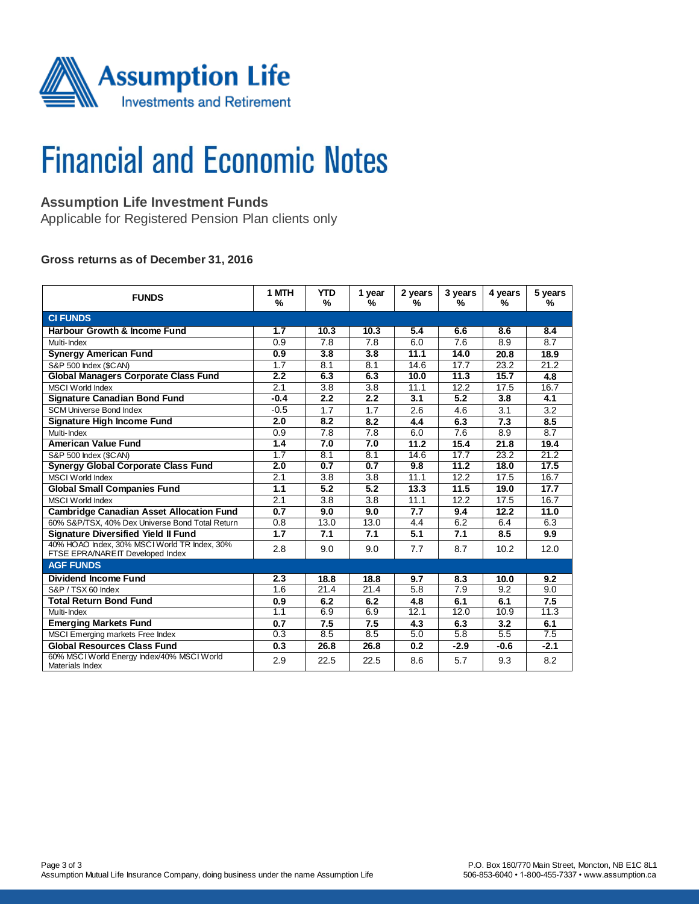Assumption Life
Investments and Retirement

# Financial and Economic Notes

## Assumption Life Investment Funds

Applicable for Registered Pension Plan clients only

**Gross returns as of December 31, 2016**

| FUNDS | 1 MTH % | YTD % | 1 year % | 2 years % | 3 years % | 4 years % | 5 years % |
|---|---|---|---|---|---|---|---|
| **CI FUNDS** | | | | | | | |
| **Harbour Growth & Income Fund** | **1.7** | **10.3** | **10.3** | **5.4** | **6.6** | **8.6** | **8.4** |
| Multi-Index | 0.9 | 7.8 | 7.8 | 6.0 | 7.6 | 8.9 | 8.7 |
| **Synergy American Fund** | **0.9** | **3.8** | **3.8** | **11.1** | **14.0** | **20.8** | **18.9** |
| S&P 500 Index ($CAN) | 1.7 | 8.1 | 8.1 | 14.6 | 17.7 | 23.2 | 21.2 |
| **Global Managers Corporate Class Fund** | **2.2** | **6.3** | **6.3** | **10.0** | **11.3** | **15.7** | **4.8** |
| MSCI World Index | 2.1 | 3.8 | 3.8 | 11.1 | 12.2 | 17.5 | 16.7 |
| **Signature Canadian Bond Fund** | **-0.4** | **2.2** | **2.2** | **3.1** | **5.2** | **3.8** | **4.1** |
| SCM Universe Bond Index | -0.5 | 1.7 | 1.7 | 2.6 | 4.6 | 3.1 | 3.2 |
| **Signature High Income Fund** | **2.0** | **8.2** | **8.2** | **4.4** | **6.3** | **7.3** | **8.5** |
| Multi-Index | 0.9 | 7.8 | 7.8 | 6.0 | 7.6 | 8.9 | 8.7 |
| **American Value Fund** | **1.4** | **7.0** | **7.0** | **11.2** | **15.4** | **21.8** | **19.4** |
| S&P 500 Index ($CAN) | 1.7 | 8.1 | 8.1 | 14.6 | 17.7 | 23.2 | 21.2 |
| **Synergy Global Corporate Class Fund** | **2.0** | **0.7** | **0.7** | **9.8** | **11.2** | **18.0** | **17.5** |
| MSCI World Index | 2.1 | 3.8 | 3.8 | 11.1 | 12.2 | 17.5 | 16.7 |
| **Global Small Companies Fund** | **1.1** | **5.2** | **5.2** | **13.3** | **11.5** | **19.0** | **17.7** |
| MSCI World Index | 2.1 | 3.8 | 3.8 | 11.1 | 12.2 | 17.5 | 16.7 |
| **Cambridge Canadian Asset Allocation Fund** | **0.7** | **9.0** | **9.0** | **7.7** | **9.4** | **12.2** | **11.0** |
| 60% S&P/TSX, 40% Dex Universe Bond Total Return | 0.8 | 13.0 | 13.0 | 4.4 | 6.2 | 6.4 | 6.3 |
| **Signature Diversified Yield II Fund** | **1.7** | **7.1** | **7.1** | **5.1** | **7.1** | **8.5** | **9.9** |
| 40% HOAO Index, 30% MSCI World TR Index, 30% FTSE EPRA/NAREIT Developed Index | 2.8 | 9.0 | 9.0 | 7.7 | 8.7 | 10.2 | 12.0 |
| **AGF FUNDS** | | | | | | | |
| **Dividend Income Fund** | **2.3** | **18.8** | **18.8** | **9.7** | **8.3** | **10.0** | **9.2** |
| S&P / TSX 60 Index | 1.6 | 21.4 | 21.4 | 5.8 | 7.9 | 9.2 | 9.0 |
| **Total Return Bond Fund** | **0.9** | **6.2** | **6.2** | **4.8** | **6.1** | **6.1** | **7.5** |
| Multi-Index | 1.1 | 6.9 | 6.9 | 12.1 | 12.0 | 10.9 | 11.3 |
| **Emerging Markets Fund** | **0.7** | **7.5** | **7.5** | **4.3** | **6.3** | **3.2** | **6.1** |
| MSCI Emerging markets Free Index | 0.3 | 8.5 | 8.5 | 5.0 | 5.8 | 5.5 | 7.5 |
| **Global Resources Class Fund** | **0.3** | **26.8** | **26.8** | **0.2** | **-2.9** | **-0.6** | **-2.1** |
| 60% MSCI World Energy Index/40% MSCI World Materials Index | 2.9 | 22.5 | 22.5 | 8.6 | 5.7 | 9.3 | 8.2 |

Assumption Mutual Life Insurance Company, doing business under the name Assumption Life

P.O. Box 160/770 Main Street, Moncton, NB E1C 8L1
506-853-6040 • 1-800-455-7337 • www.assumption.ca